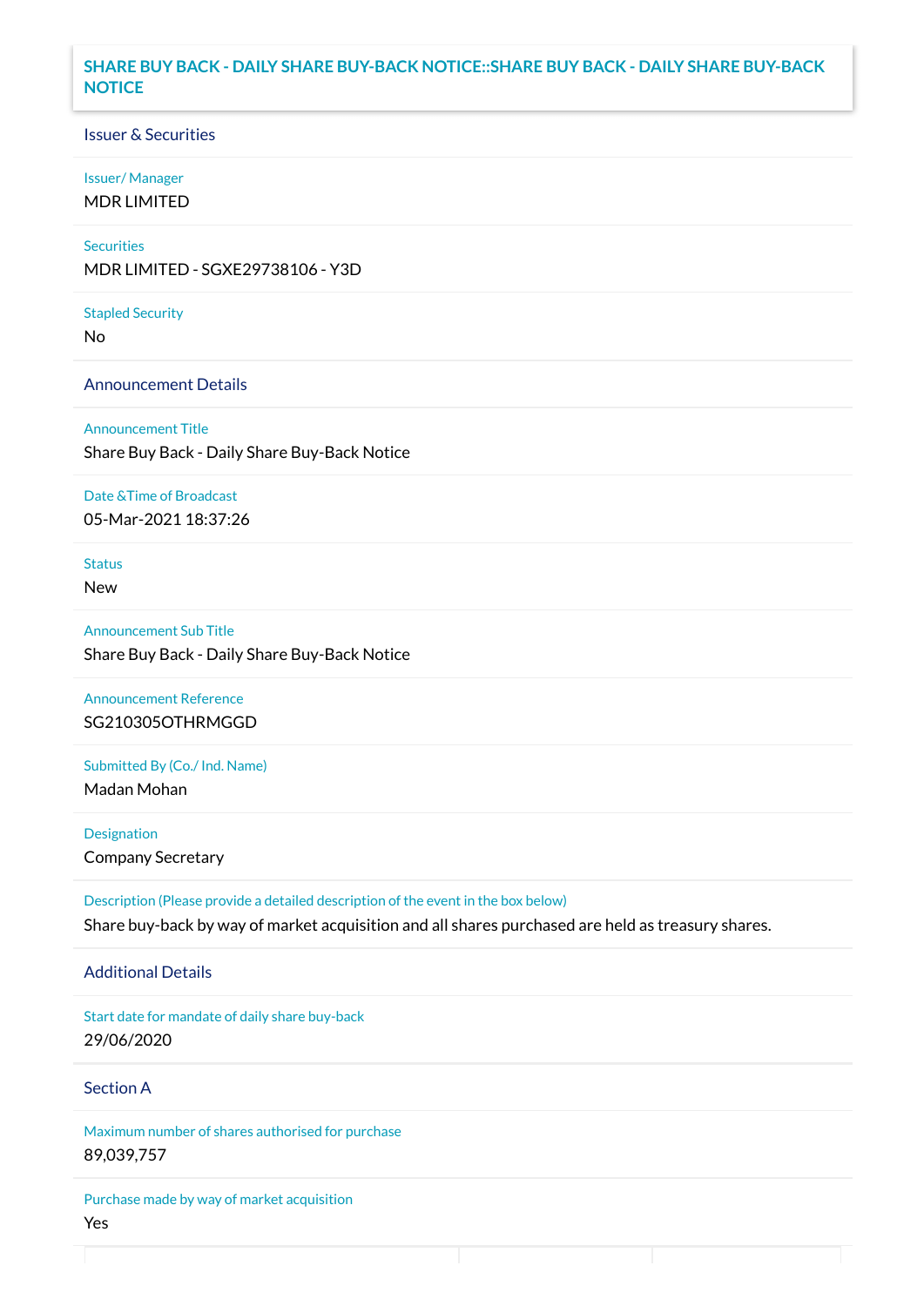# SHARE BUY BACK - DAILY SHARE BUY-BACK NOTICE::SHARE BUY BACK - DAILY SHARE BUY-BACK NOTICE

## Issuer & Securities

**Issuer/ Manager**

MDR LIMITED

**Securities**

MDR LIMITED - SGXE29738106 - Y3D

**Stapled Security**

No

## Announcement Details

**Announcement Title**

Share Buy Back - Daily Share Buy-Back Notice

**Date &Time of Broadcast**

05-Mar-2021 18:37:26

**Status**

New

**Announcement Sub Title**

Share Buy Back - Daily Share Buy-Back Notice

**Announcement Reference**

SG210305OTHRMGGD

**Submitted By (Co./ Ind. Name)**

Madan Mohan

**Designation**

Company Secretary

**Description (Please provide a detailed description of the event in the box below)**

Share buy-back by way of market acquisition and all shares purchased are held as treasury shares.

## Additional Details

**Start date for mandate of daily share buy-back**

29/06/2020

## Section A

**Maximum number of shares authorised for purchase**

89,039,757

**Purchase made by way of market acquisition**

Yes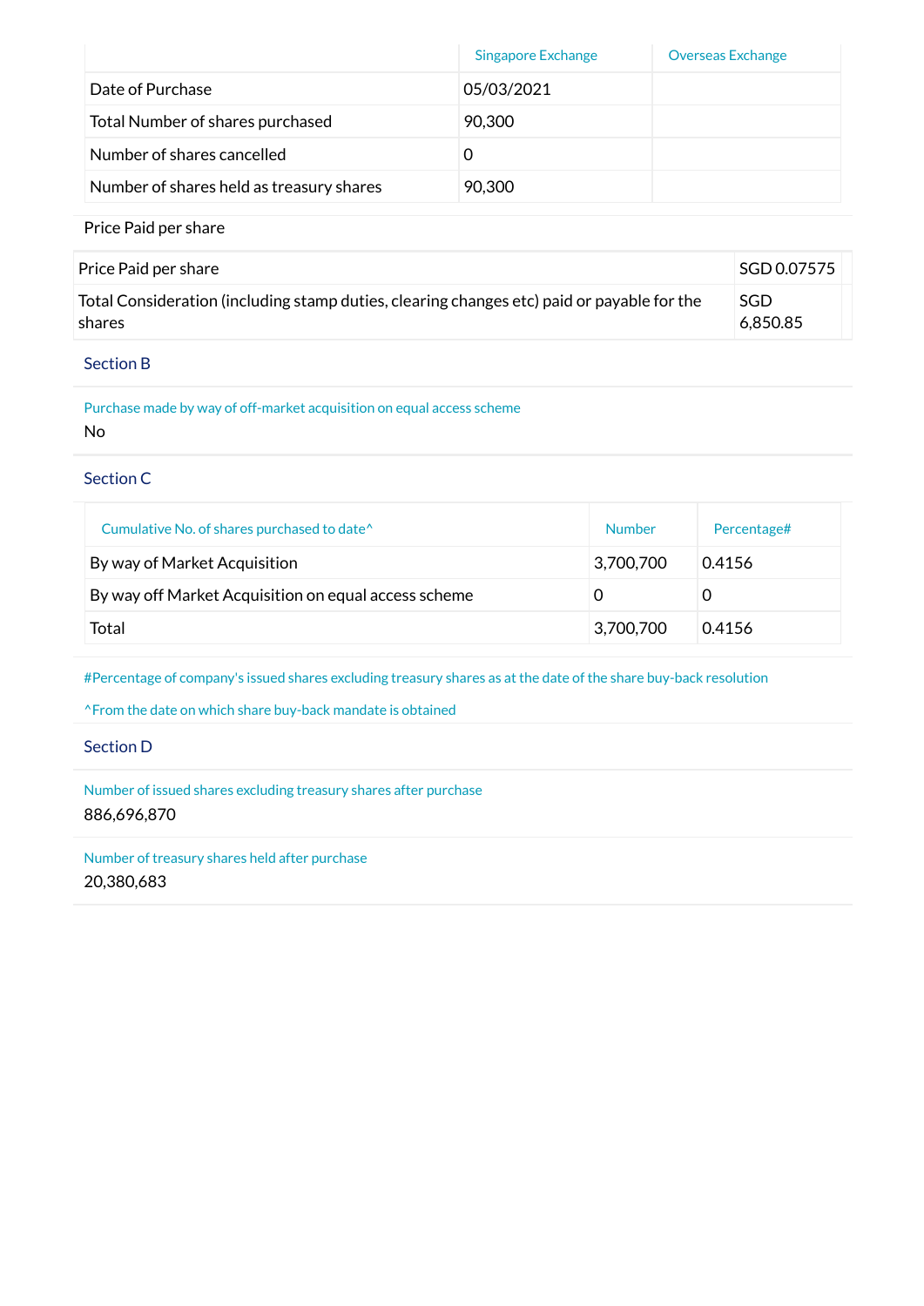| | Singapore Exchange | Overseas Exchange |
|---|---|---|
| Date of Purchase | 05/03/2021 | |
| Total Number of shares purchased | 90,300 | |
| Number of shares cancelled | 0 | |
| Number of shares held as treasury shares | 90,300 | |

Price Paid per share

| | |
|---|---|
| Price Paid per share | SGD 0.07575 |
| Total Consideration (including stamp duties, clearing changes etc) paid or payable for the shares | SGD 6,850.85 |

## Section B

Purchase made by way of off-market acquisition on equal access scheme

No

## Section C

| Cumulative No. of shares purchased to date^ | Number | Percentage# |
|---|---|---|
| By way of Market Acquisition | 3,700,700 | 0.4156 |
| By way off Market Acquisition on equal access scheme | 0 | 0 |
| Total | 3,700,700 | 0.4156 |

#Percentage of company's issued shares excluding treasury shares as at the date of the share buy-back resolution

^From the date on which share buy-back mandate is obtained

## Section D

Number of issued shares excluding treasury shares after purchase

886,696,870

Number of treasury shares held after purchase

20,380,683